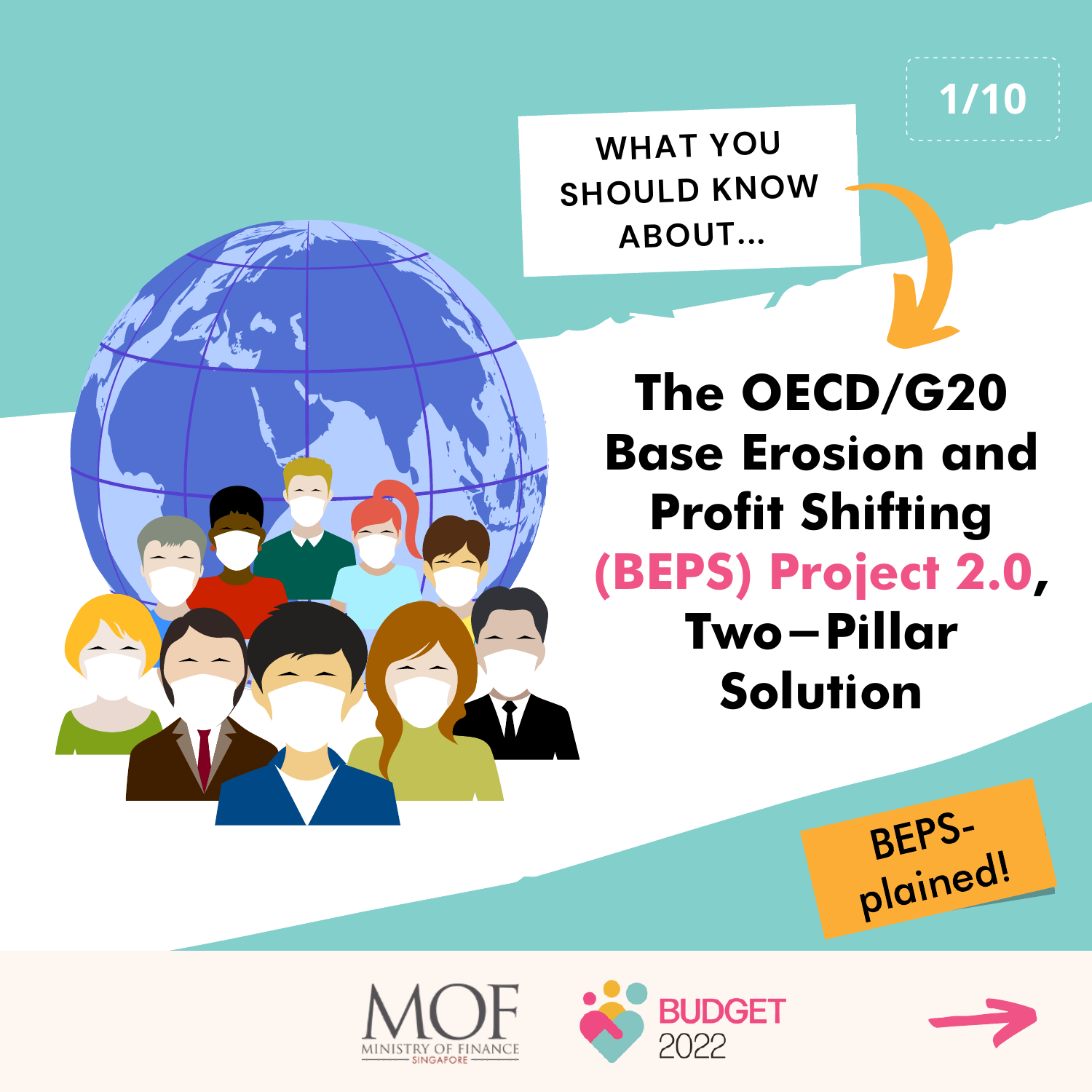WHAT YOU SHOULD KNOW ABOUT...

# The OECD/G20 Base Erosion and Profit Shifting (BEPS) Project 2.0, Two–Pillar Solution

BEPS-plained!

MOF MINISTRY OF FINANCE SINGAPORE

BUDGET 2022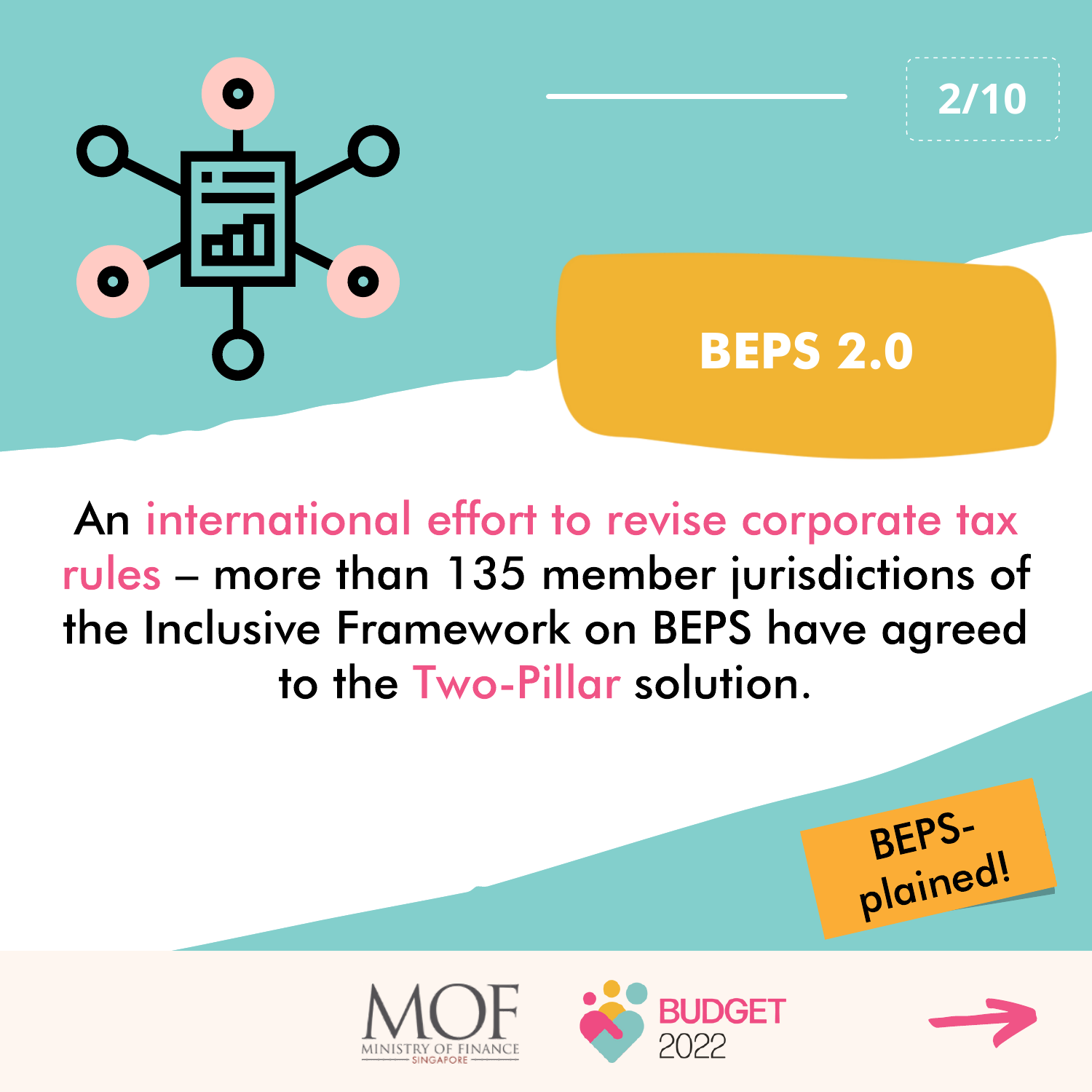# BEPS 2.0

An international effort to revise corporate tax rules – more than 135 member jurisdictions of the Inclusive Framework on BEPS have agreed to the Two-Pillar solution.

BEPS-plained!

MOF MINISTRY OF FINANCE SINGAPORE

BUDGET 2022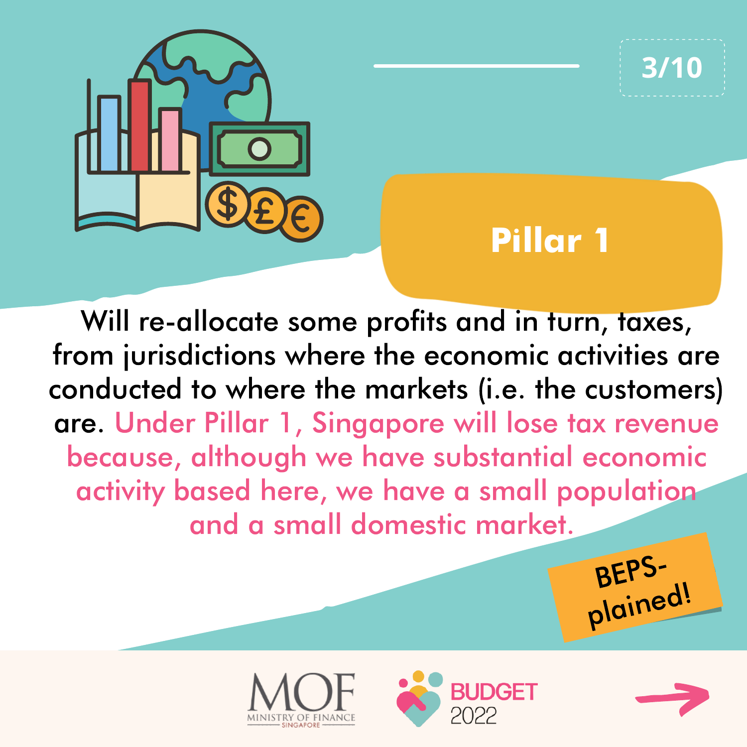# Pillar 1

Will re-allocate some profits and in turn, taxes, from jurisdictions where the economic activities are conducted to where the markets (i.e. the customers) are. Under Pillar 1, Singapore will lose tax revenue because, although we have substantial economic activity based here, we have a small population and a small domestic market.

BEPS-plained!

MOF MINISTRY OF FINANCE SINGAPORE

BUDGET 2022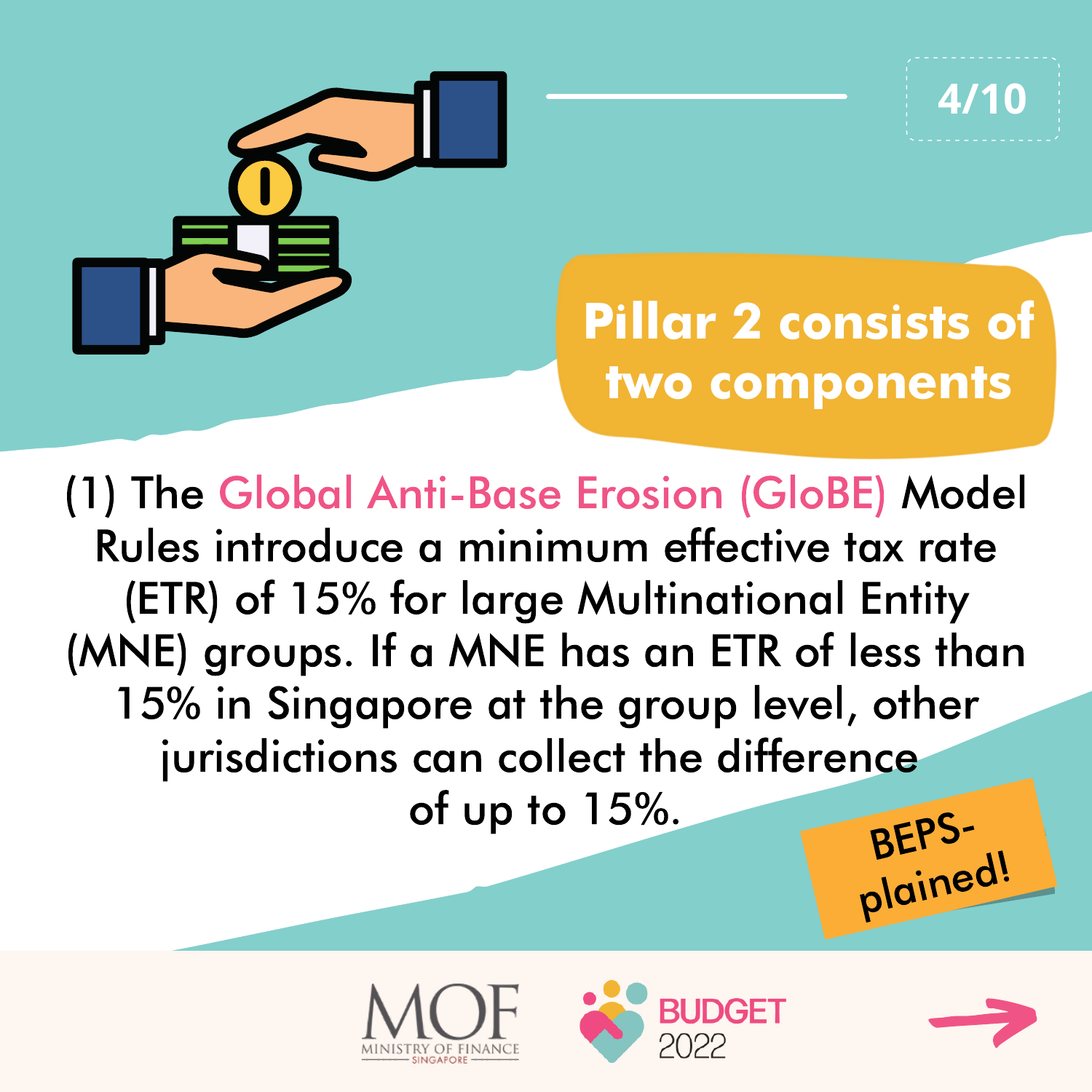## Pillar 2 consists of two components

(1) The Global Anti-Base Erosion (GloBE) Model Rules introduce a minimum effective tax rate (ETR) of 15% for large Multinational Entity (MNE) groups. If a MNE has an ETR of less than 15% in Singapore at the group level, other jurisdictions can collect the difference of up to 15%.

BEPS-plained!

MOF
MINISTRY OF FINANCE
SINGAPORE

BUDGET 2022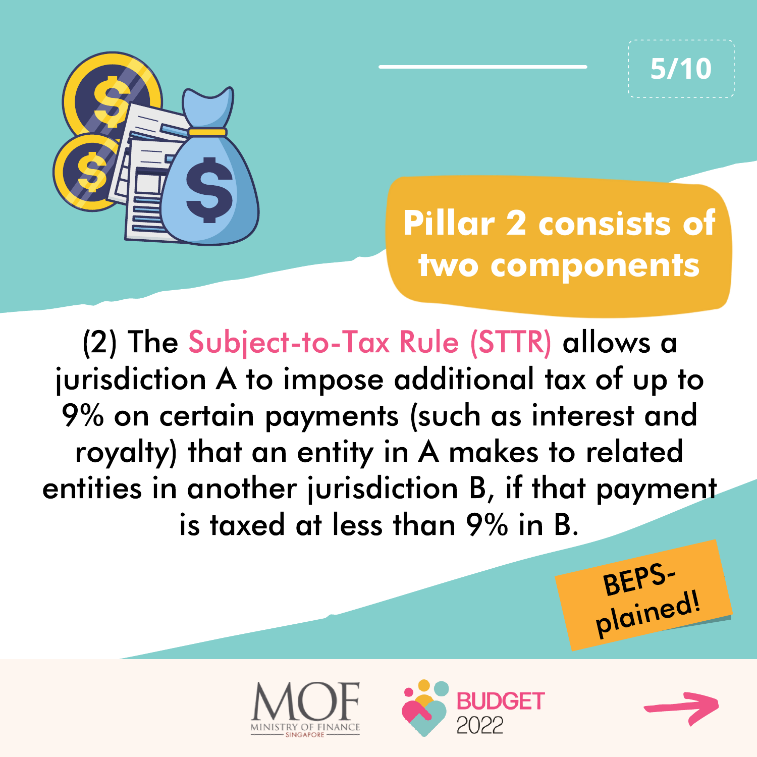## Pillar 2 consists of two components

(2) The Subject-to-Tax Rule (STTR) allows a jurisdiction A to impose additional tax of up to 9% on certain payments (such as interest and royalty) that an entity in A makes to related entities in another jurisdiction B, if that payment is taxed at less than 9% in B.

BEPS-plained!

MOF MINISTRY OF FINANCE SINGAPORE

BUDGET 2022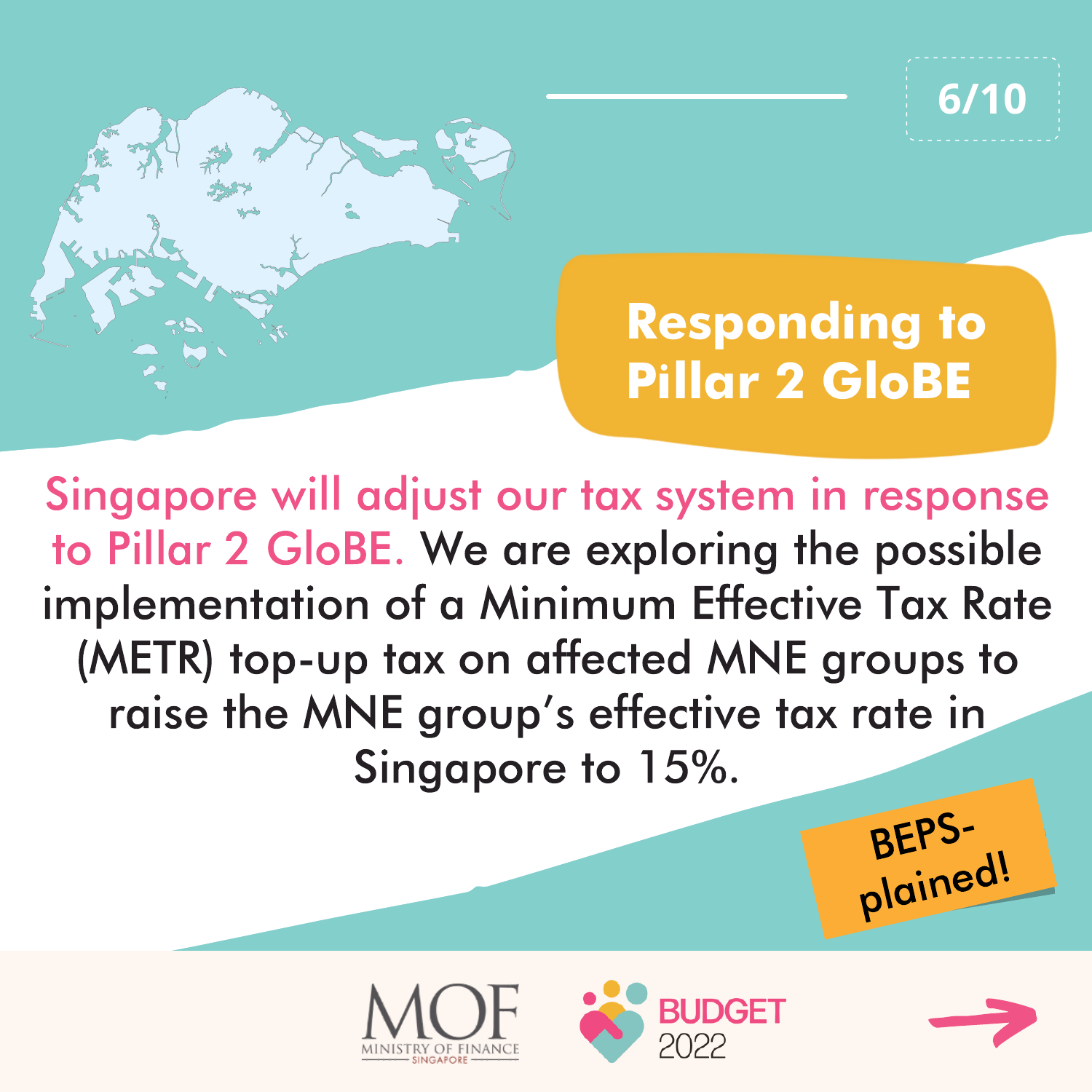# Responding to Pillar 2 GloBE

Singapore will adjust our tax system in response to Pillar 2 GloBE. We are exploring the possible implementation of a Minimum Effective Tax Rate (METR) top-up tax on affected MNE groups to raise the MNE group's effective tax rate in Singapore to 15%.

BEPS-plained!

MOF MINISTRY OF FINANCE SINGAPORE

BUDGET 2022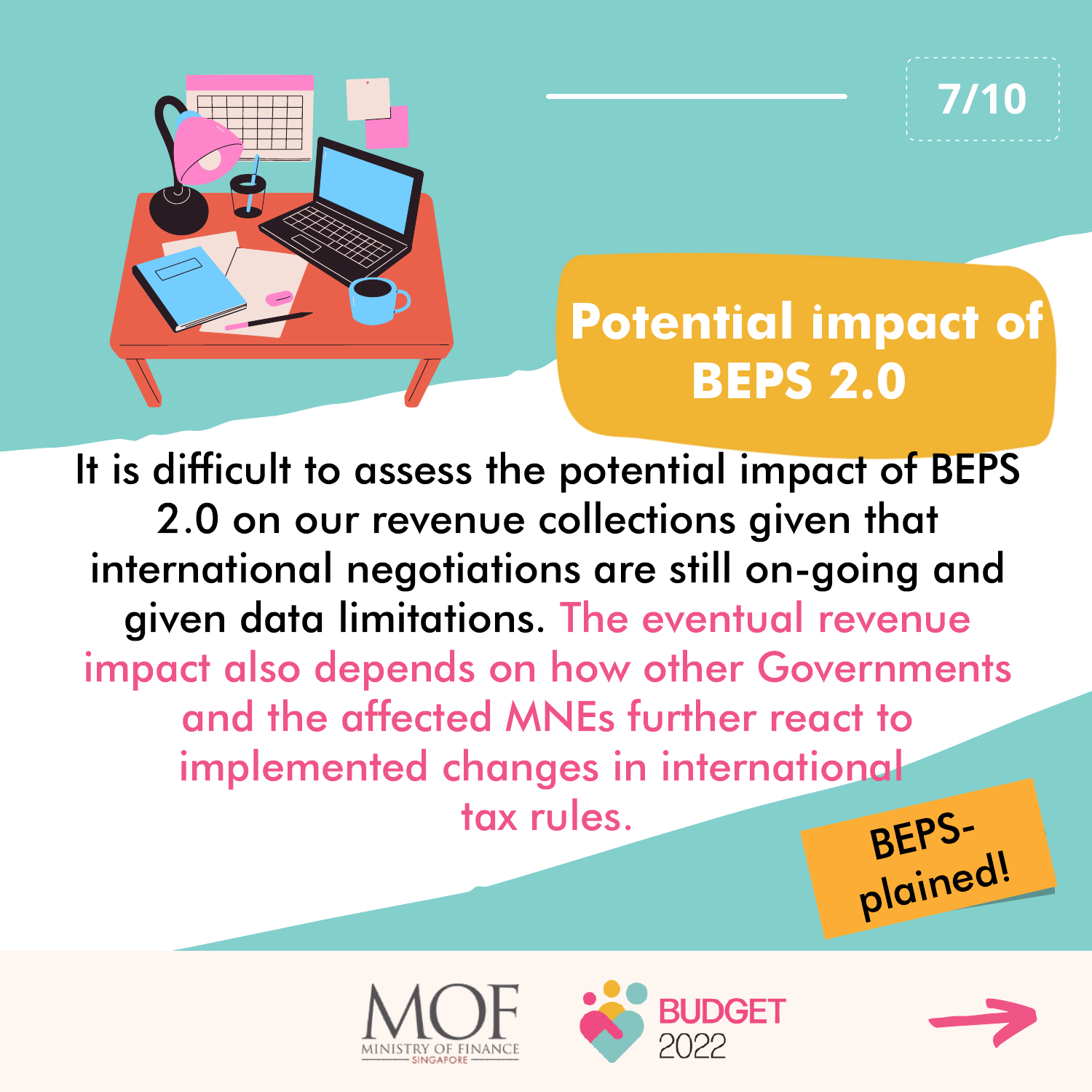# Potential impact of BEPS 2.0

It is difficult to assess the potential impact of BEPS 2.0 on our revenue collections given that international negotiations are still on-going and given data limitations. The eventual revenue impact also depends on how other Governments and the affected MNEs further react to implemented changes in international tax rules.

BEPS-plained!

MOF MINISTRY OF FINANCE SINGAPORE

BUDGET 2022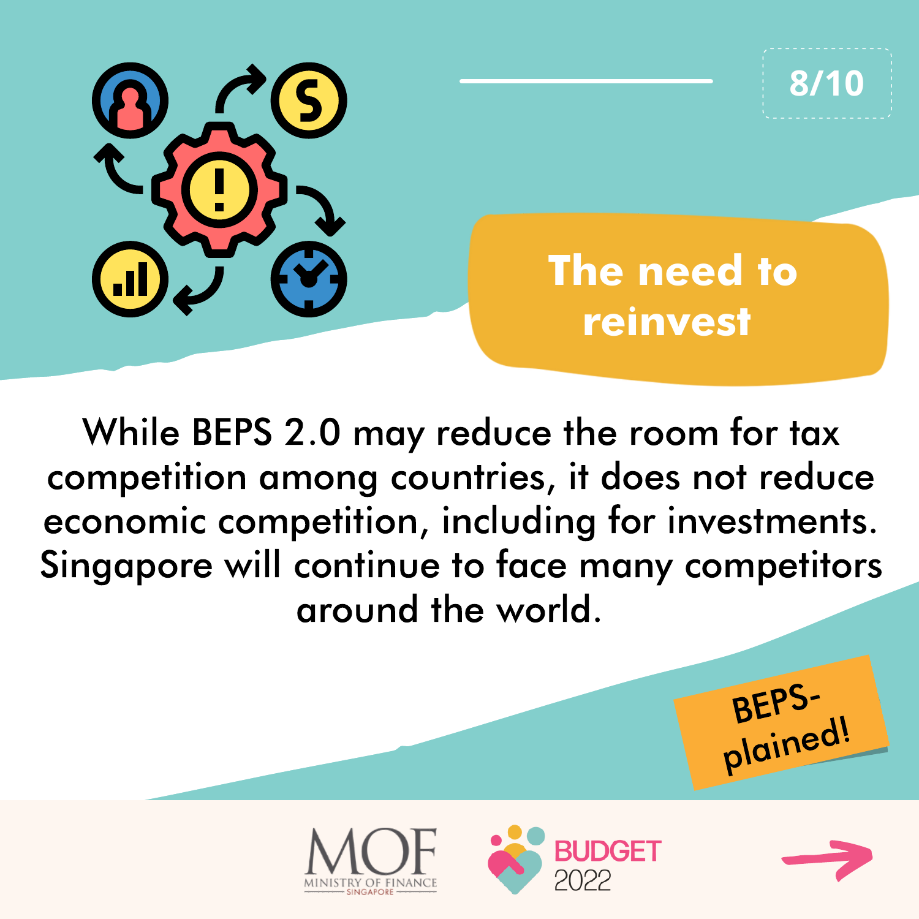## The need to reinvest

While BEPS 2.0 may reduce the room for tax competition among countries, it does not reduce economic competition, including for investments. Singapore will continue to face many competitors around the world.

BEPS-plained!

MOF
MINISTRY OF FINANCE
SINGAPORE

BUDGET 2022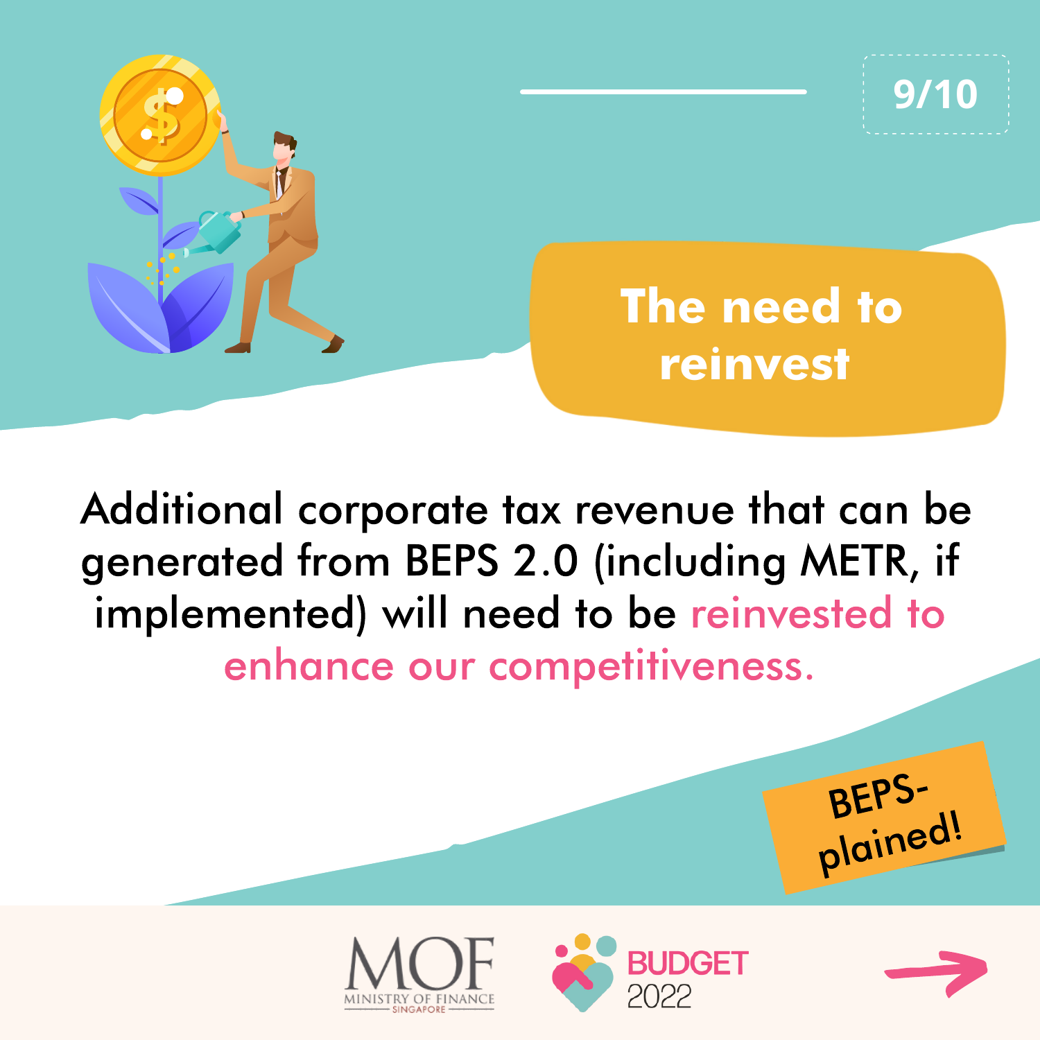# The need to reinvest

Additional corporate tax revenue that can be generated from BEPS 2.0 (including METR, if implemented) will need to be reinvested to enhance our competitiveness.

BEPS-plained!

MOF MINISTRY OF FINANCE SINGAPORE

BUDGET 2022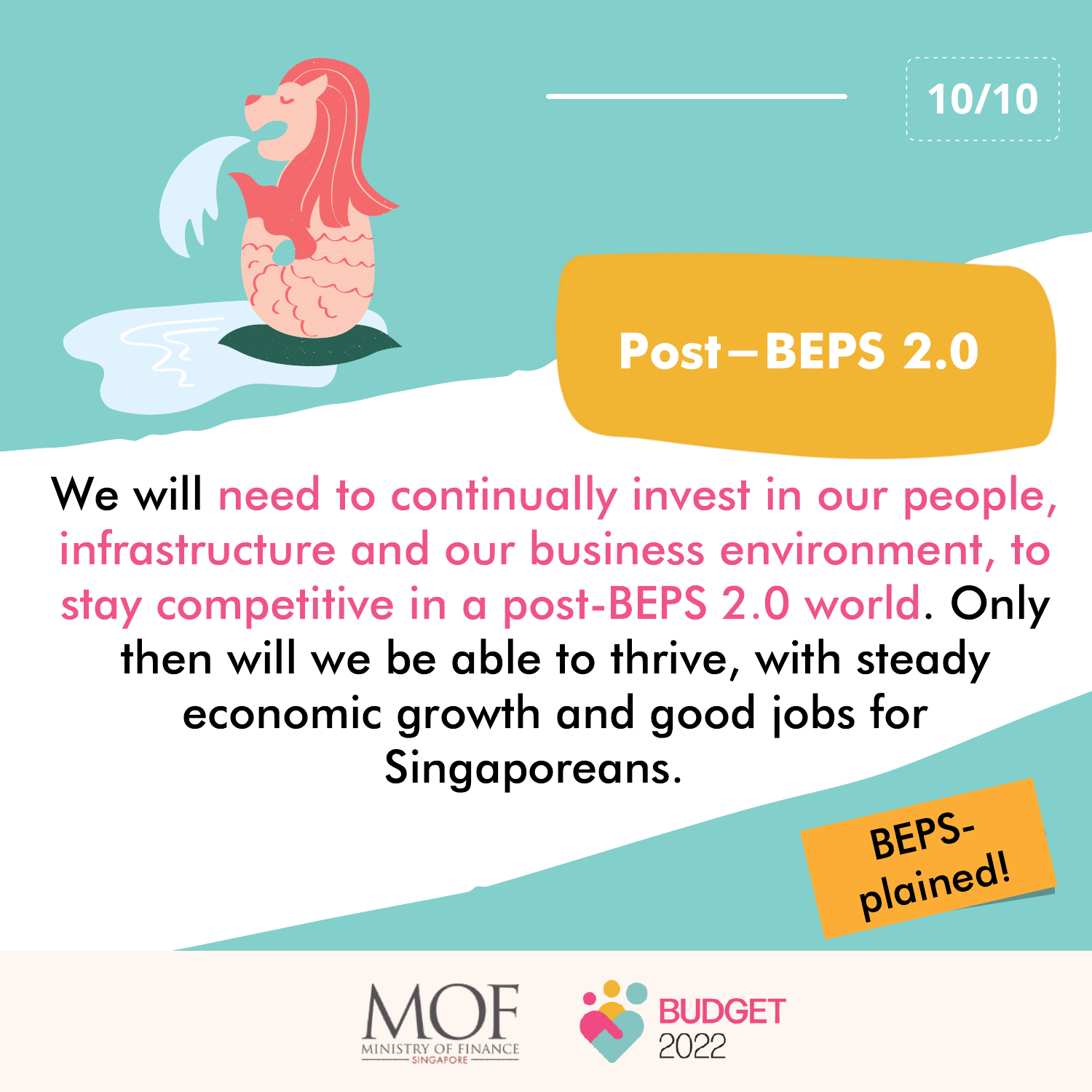# Post–BEPS 2.0

We will need to continually invest in our people, infrastructure and our business environment, to stay competitive in a post-BEPS 2.0 world. Only then will we be able to thrive, with steady economic growth and good jobs for Singaporeans.

BEPS-plained!

MOF MINISTRY OF FINANCE SINGAPORE

BUDGET 2022